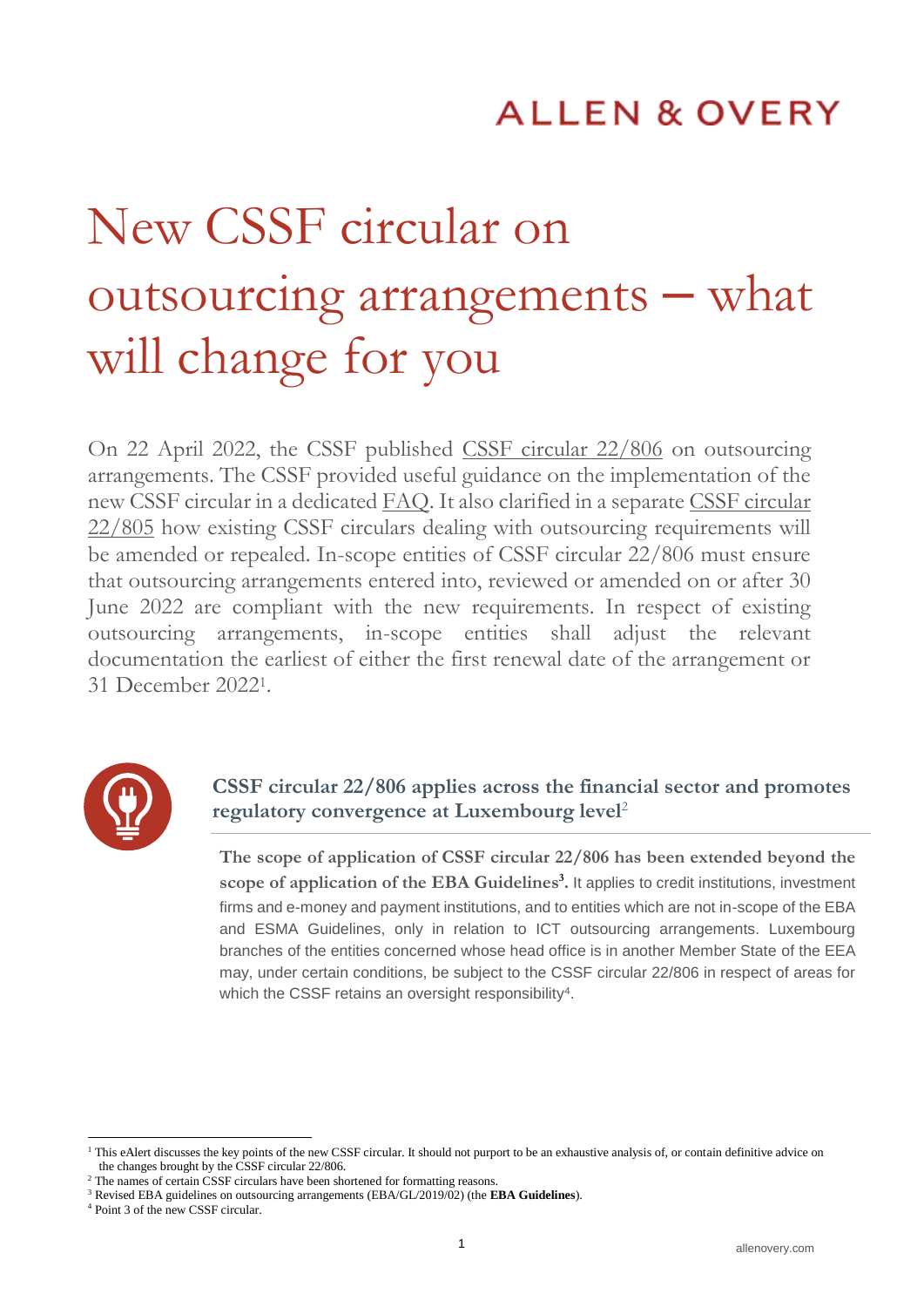# New CSSF circular on outsourcing arrangements – what will change for you

On 22 April 2022, the CSSF published CSSF circular 22/806 on outsourcing arrangements. The CSSF provided useful guidance on the implementation of the new CSSF circular in a dedicated FAQ. It also clarified in a separate CSSF circular 22/805 how existing CSSF circulars dealing with outsourcing requirements will be amended or repealed. In-scope entities of CSSF circular 22/806 must ensure that outsourcing arrangements entered into, reviewed or amended on or after 30 June 2022 are compliant with the new requirements. In respect of existing outsourcing arrangements, in-scope entities shall adjust the relevant documentation the earliest of either the first renewal date of the arrangement or 31 December 2022[1].

## CSSF circular 22/806 applies across the financial sector and promotes regulatory convergence at Luxembourg level[2]

**The scope of application of CSSF circular 22/806 has been extended beyond the scope of application of the EBA Guidelines[3].** It applies to credit institutions, investment firms and e-money and payment institutions, and to entities which are not in-scope of the EBA and ESMA Guidelines, only in relation to ICT outsourcing arrangements. Luxembourg branches of the entities concerned whose head office is in another Member State of the EEA may, under certain conditions, be subject to the CSSF circular 22/806 in respect of areas for which the CSSF retains an oversight responsibility[4].

---

[1] This eAlert discusses the key points of the new CSSF circular. It should not purport to be an exhaustive analysis of, or contain definitive advice on the changes brought by the CSSF circular 22/806.

[2] The names of certain CSSF circulars have been shortened for formatting reasons.

[3] Revised EBA guidelines on outsourcing arrangements (EBA/GL/2019/02) (the **EBA Guidelines**).

[4] Point 3 of the new CSSF circular.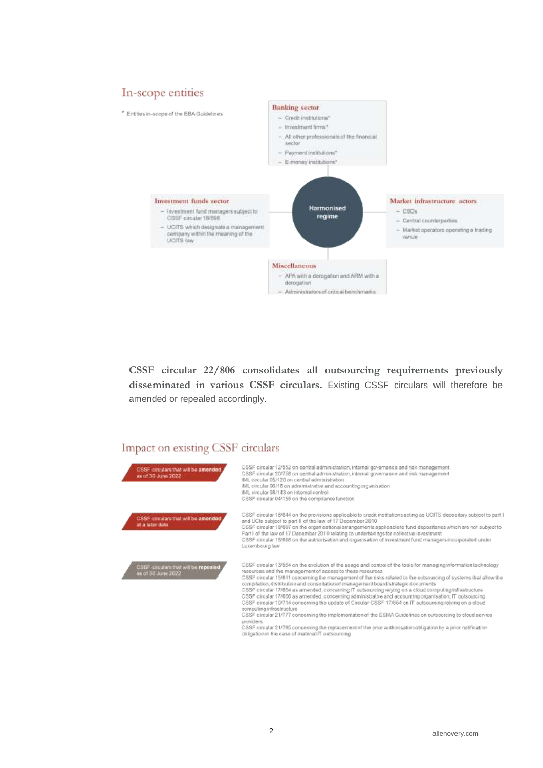## In-scope entities

\* Entities in-scope of the EBA Guidelines

**Harmonised regime**

**Banking sector**

- Credit institutions*
- Investment firms*
- All other professionals of the financial sector
- Payment institutions*
- E-money institutions*

**Investment funds sector**

- Investment fund managers subject to CSSF circular 18/698
- UCITS which designate a management company within the meaning of the UCITS law

**Market infrastructure actors**

- CSDs
- Central counterparties
- Market operators operating a trading venue

**Miscellaneous**

- APA with a derogation and ARM with a derogation
- Administrators of critical benchmarks

**CSSF circular 22/806 consolidates all outsourcing requirements previously disseminated in various CSSF circulars.** Existing CSSF circulars will therefore be amended or repealed accordingly.

## Impact on existing CSSF circulars

**CSSF circulars that will be amended as of 30 June 2022**

CSSF circular 12/552 on central administration, internal governance and risk management
CSSF circular 20/758 on central administration, internal governance and risk management
IML circular 95/120 on central administration
IML circular 96/16 on administrative and accounting organisation
IML circular 98/143 on internal control
CSSF circular 04/155 on the compliance function

**CSSF circulars that will be amended at a later date**

CSSF circular 16/644 on the provisions applicable to credit institutions acting as UCITS depositary subject to part I and UCIs subject to part II of the law of 17 December 2010
CSSF circular 18/697 on the organisational arrangements applicable to fund depositaries which are not subject to Part I of the law of 17 December 2010 relating to undertakings for collective investment
CSSF circular 18/698 on the authorisation and organisation of investment fund managers incorporated under Luxembourg law

**CSSF circulars that will be repealed as of 30 June 2022**

CSSF circular 13/554 on the evolution of the usage and control of the tools for managing information technology resources and the management of access to these resources
CSSF circular 15/611 concerning the management of the risks related to the outsourcing of systems that allow the compilation, distribution and consultation of management board/strategic documents
CSSF circular 17/654 as amended, concerning IT outsourcing relying on a cloud computing infrastructure
CSSF circular 17/656 as amended, concerning administrative and accounting organisation; IT outsourcing
CSSF circular 19/714 concerning the update of Circular CSSF 17/654 on IT outsourcing relying on a cloud computing infrastructure
CSSF circular 21/777 concerning the implementation of the ESMA Guidelines on outsourcing to cloud service providers
CSSF circular 21/785 concerning the replacement of the prior authorisation obligation by a prior notification obligation in the case of material IT outsourcing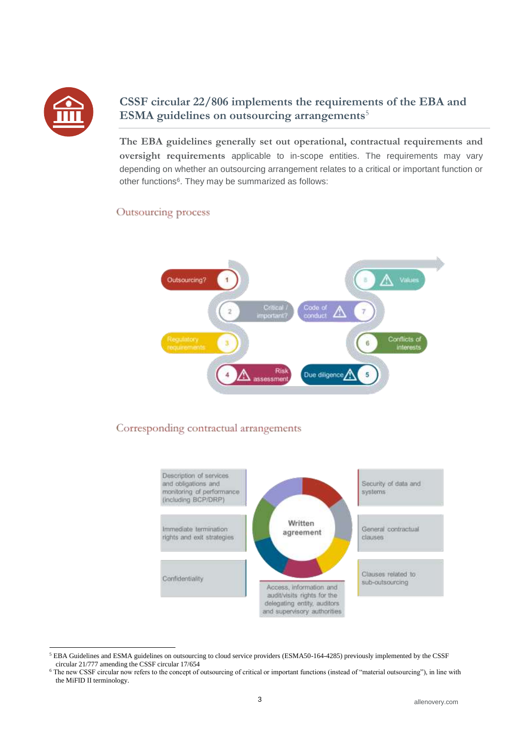## CSSF circular 22/806 implements the requirements of the EBA and ESMA guidelines on outsourcing arrangements[5]

**The EBA guidelines generally set out operational, contractual requirements and oversight requirements** applicable to in-scope entities. The requirements may vary depending on whether an outsourcing arrangement relates to a critical or important function or other functions[6]. They may be summarized as follows:

### Outsourcing process

1. Outsourcing?
2. Critical / important?
3. Regulatory requirements
4. Risk assessment
5. Due diligence
6. Conflicts of interests
7. Code of conduct
8. Values

### Corresponding contractual arrangements

**Written agreement**

- Description of services and obligations and monitoring of performance (including BCP/DRP)
- Immediate termination rights and exit strategies
- Confidentiality
- Access, information and audit/visits rights for the delegating entity, auditors and supervisory authorities
- Security of data and systems
- General contractual clauses
- Clauses related to sub-outsourcing

---

[5] EBA Guidelines and ESMA guidelines on outsourcing to cloud service providers (ESMA50-164-4285) previously implemented by the CSSF circular 21/777 amending the CSSF circular 17/654

[6] The new CSSF circular now refers to the concept of outsourcing of critical or important functions (instead of "material outsourcing"), in line with the MiFID II terminology.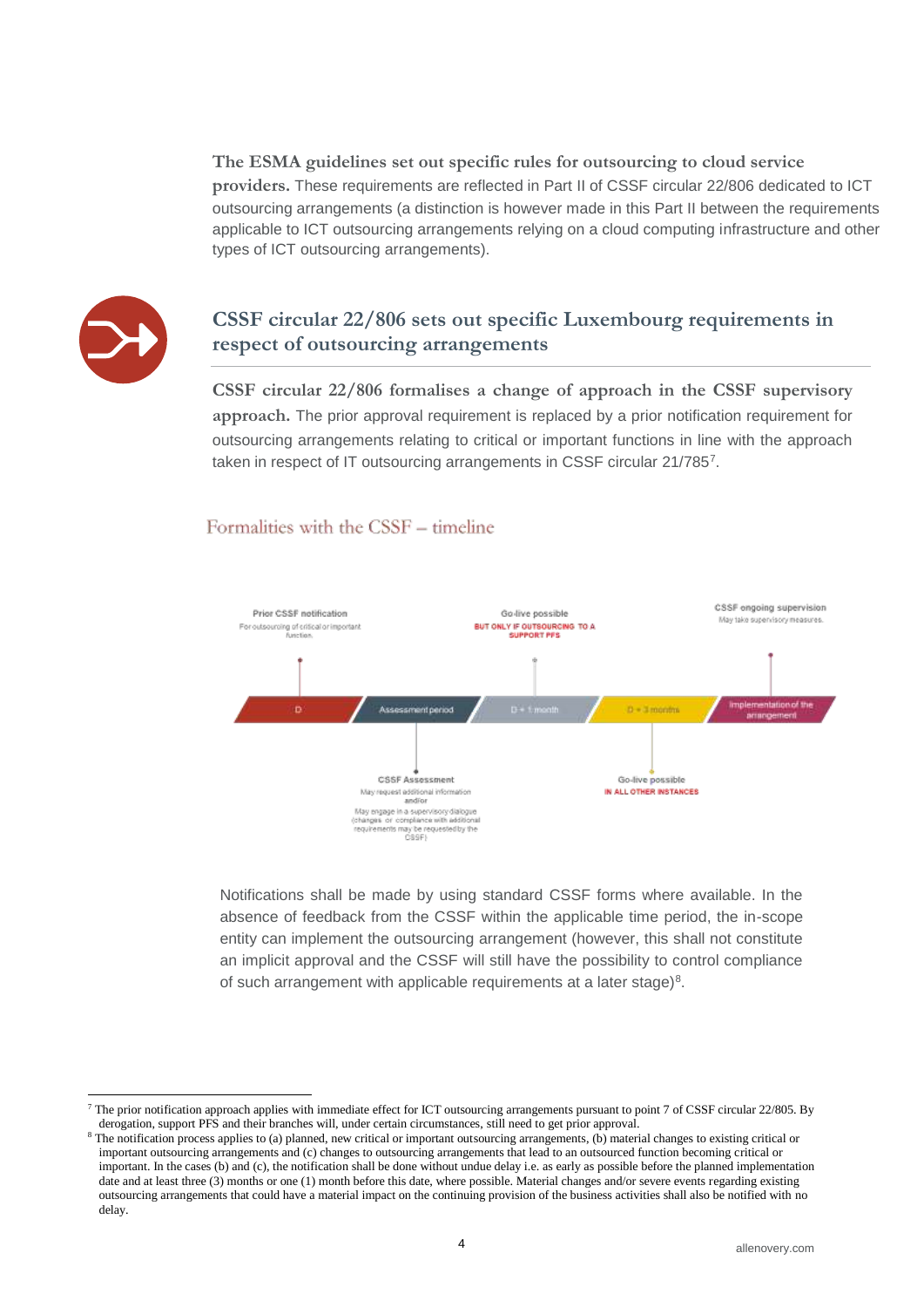**The ESMA guidelines set out specific rules for outsourcing to cloud service providers.** These requirements are reflected in Part II of CSSF circular 22/806 dedicated to ICT outsourcing arrangements (a distinction is however made in this Part II between the requirements applicable to ICT outsourcing arrangements relying on a cloud computing infrastructure and other types of ICT outsourcing arrangements).

## CSSF circular 22/806 sets out specific Luxembourg requirements in respect of outsourcing arrangements

**CSSF circular 22/806 formalises a change of approach in the CSSF supervisory approach.** The prior approval requirement is replaced by a prior notification requirement for outsourcing arrangements relating to critical or important functions in line with the approach taken in respect of IT outsourcing arrangements in CSSF circular 21/785[7].

### Formalities with the CSSF – timeline

Prior CSSF notification
For outsourcing of critical or important function.

Go-live possible
BUT ONLY IF OUTSOURCING TO A SUPPORT PFS

CSSF ongoing supervision
May take supervisory measures.

D | Assessment period | D + 1 month | D + 3 months | Implementation of the arrangement

CSSF Assessment
May request additional information
and/or
May engage in a supervisory dialogue (changes or compliance with additional requirements may be requested by the CSSF)

Go-live possible
IN ALL OTHER INSTANCES

Notifications shall be made by using standard CSSF forms where available. In the absence of feedback from the CSSF within the applicable time period, the in-scope entity can implement the outsourcing arrangement (however, this shall not constitute an implicit approval and the CSSF will still have the possibility to control compliance of such arrangement with applicable requirements at a later stage)[8].

---

[7] The prior notification approach applies with immediate effect for ICT outsourcing arrangements pursuant to point 7 of CSSF circular 22/805. By derogation, support PFS and their branches will, under certain circumstances, still need to get prior approval.

[8] The notification process applies to (a) planned, new critical or important outsourcing arrangements, (b) material changes to existing critical or important outsourcing arrangements and (c) changes to outsourcing arrangements that lead to an outsourced function becoming critical or important. In the cases (b) and (c), the notification shall be done without undue delay i.e. as early as possible before the planned implementation date and at least three (3) months or one (1) month before this date, where possible. Material changes and/or severe events regarding existing outsourcing arrangements that could have a material impact on the continuing provision of the business activities shall also be notified with no delay.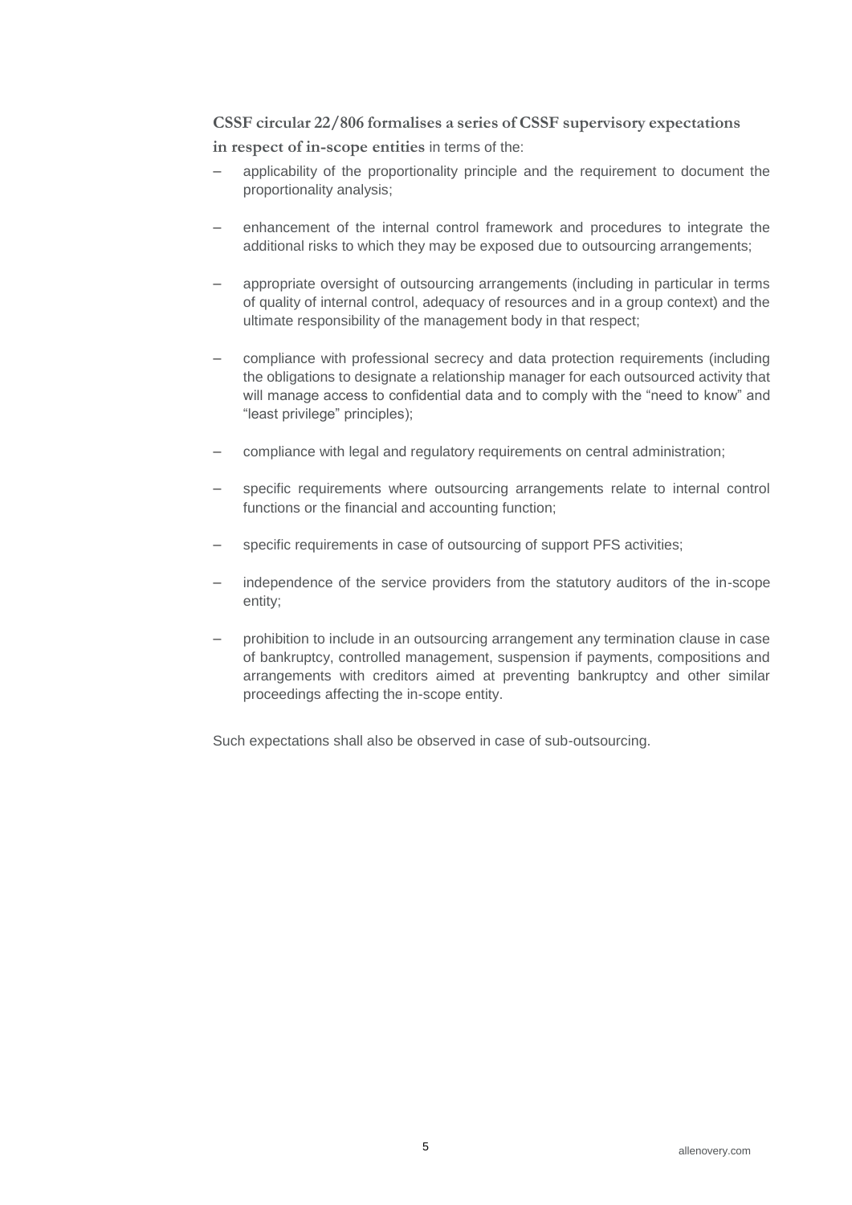**CSSF circular 22/806 formalises a series of CSSF supervisory expectations in respect of in-scope entities** in terms of the:

- applicability of the proportionality principle and the requirement to document the proportionality analysis;
- enhancement of the internal control framework and procedures to integrate the additional risks to which they may be exposed due to outsourcing arrangements;
- appropriate oversight of outsourcing arrangements (including in particular in terms of quality of internal control, adequacy of resources and in a group context) and the ultimate responsibility of the management body in that respect;
- compliance with professional secrecy and data protection requirements (including the obligations to designate a relationship manager for each outsourced activity that will manage access to confidential data and to comply with the "need to know" and "least privilege" principles);
- compliance with legal and regulatory requirements on central administration;
- specific requirements where outsourcing arrangements relate to internal control functions or the financial and accounting function;
- specific requirements in case of outsourcing of support PFS activities;
- independence of the service providers from the statutory auditors of the in-scope entity;
- prohibition to include in an outsourcing arrangement any termination clause in case of bankruptcy, controlled management, suspension if payments, compositions and arrangements with creditors aimed at preventing bankruptcy and other similar proceedings affecting the in-scope entity.

Such expectations shall also be observed in case of sub-outsourcing.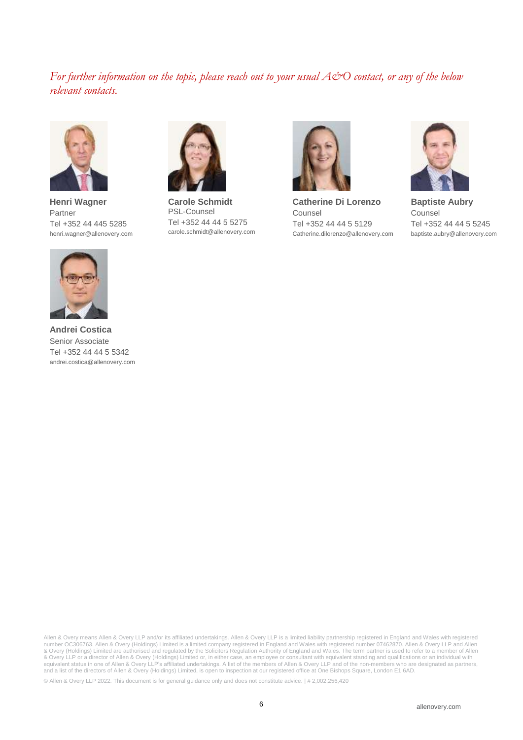*For further information on the topic, please reach out to your usual A&O contact, or any of the below relevant contacts.*

**Henri Wagner**
Partner
Tel +352 44 445 5285
henri.wagner@allenovery.com

**Carole Schmidt**
PSL-Counsel
Tel +352 44 44 5 5275
carole.schmidt@allenovery.com

**Catherine Di Lorenzo**
Counsel
Tel +352 44 44 5 5129
Catherine.dilorenzo@allenovery.com

**Baptiste Aubry**
Counsel
Tel +352 44 44 5 5245
baptiste.aubry@allenovery.com

**Andrei Costica**
Senior Associate
Tel +352 44 44 5 5342
andrei.costica@allenovery.com

Allen & Overy means Allen & Overy LLP and/or its affiliated undertakings. Allen & Overy LLP is a limited liability partnership registered in England and Wales with registered number OC306763. Allen & Overy (Holdings) Limited is a limited company registered in England and Wales with registered number 07462870. Allen & Overy LLP and Allen & Overy (Holdings) Limited are authorised and regulated by the Solicitors Regulation Authority of England and Wales. The term partner is used to refer to a member of Allen & Overy LLP or a director of Allen & Overy (Holdings) Limited or, in either case, an employee or consultant with equivalent standing and qualifications or an individual with equivalent status in one of Allen & Overy LLP's affiliated undertakings. A list of the members of Allen & Overy LLP and of the non-members who are designated as partners, and a list of the directors of Allen & Overy (Holdings) Limited, is open to inspection at our registered office at One Bishops Square, London E1 6AD.

© Allen & Overy LLP 2022. This document is for general guidance only and does not constitute advice. | # 2,002,256,420

allenovery.com